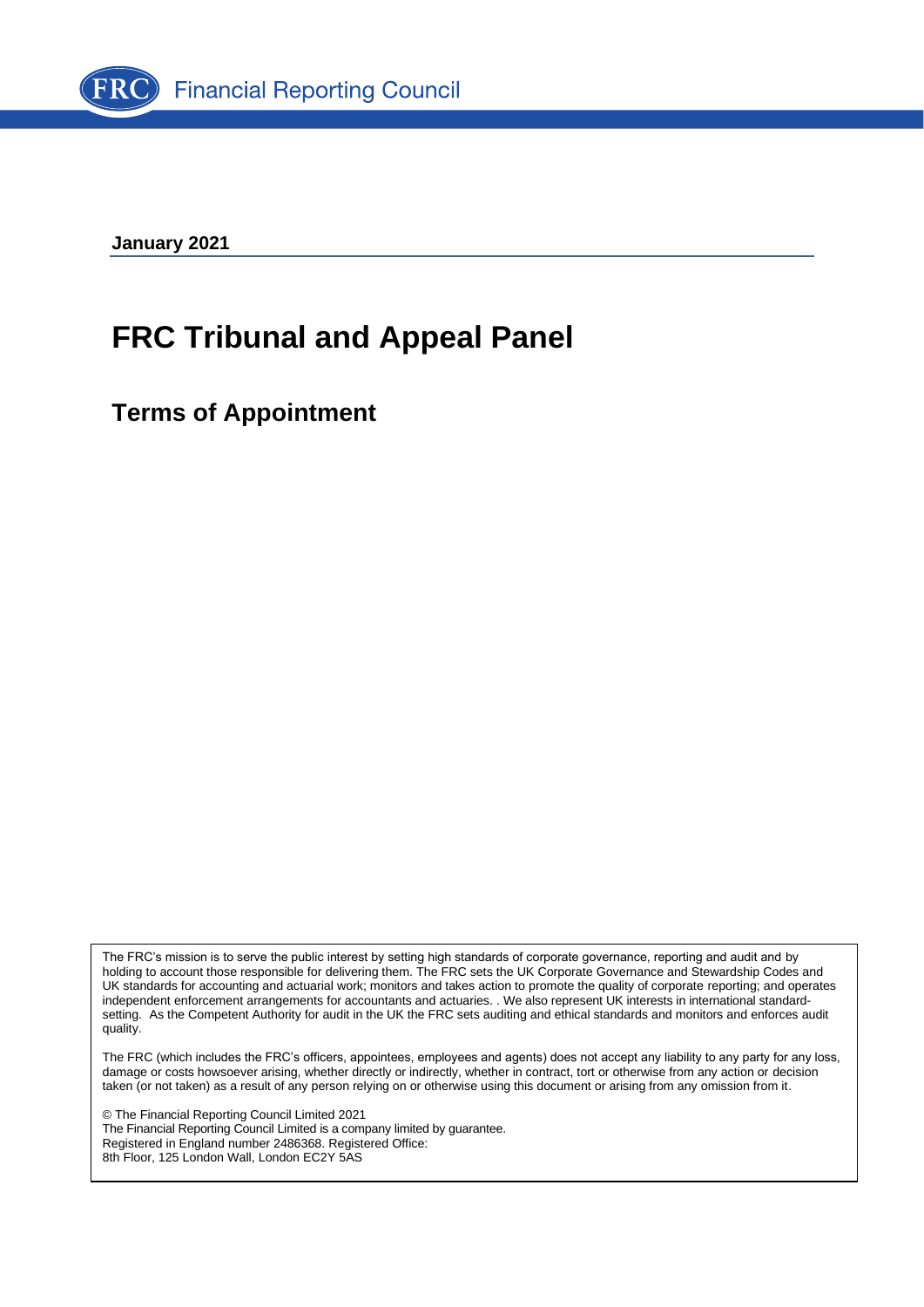Financial Reporting Council

**January 2021**

# FRC Tribunal and Appeal Panel

## Terms of Appointment

The FRC's mission is to serve the public interest by setting high standards of corporate governance, reporting and audit and by holding to account those responsible for delivering them. The FRC sets the UK Corporate Governance and Stewardship Codes and UK standards for accounting and actuarial work; monitors and takes action to promote the quality of corporate reporting; and operates independent enforcement arrangements for accountants and actuaries. . We also represent UK interests in international standard-setting. As the Competent Authority for audit in the UK the FRC sets auditing and ethical standards and monitors and enforces audit quality.

The FRC (which includes the FRC's officers, appointees, employees and agents) does not accept any liability to any party for any loss, damage or costs howsoever arising, whether directly or indirectly, whether in contract, tort or otherwise from any action or decision taken (or not taken) as a result of any person relying on or otherwise using this document or arising from any omission from it.

© The Financial Reporting Council Limited 2021
The Financial Reporting Council Limited is a company limited by guarantee.
Registered in England number 2486368. Registered Office:
8th Floor, 125 London Wall, London EC2Y 5AS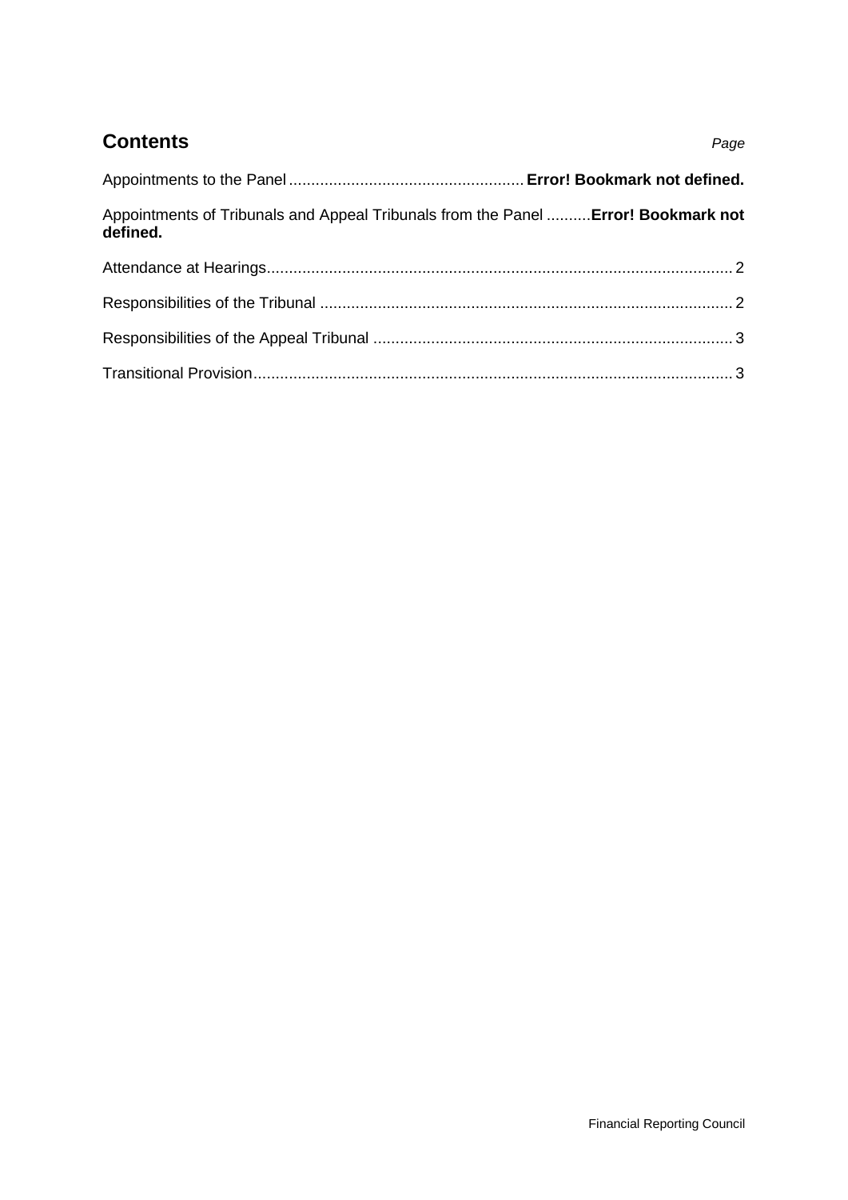## Contents

*Page*

Appointments to the Panel **Error! Bookmark not defined.**

Appointments of Tribunals and Appeal Tribunals from the Panel **Error! Bookmark not defined.**

Attendance at Hearings 2

Responsibilities of the Tribunal 2

Responsibilities of the Appeal Tribunal 3

Transitional Provision 3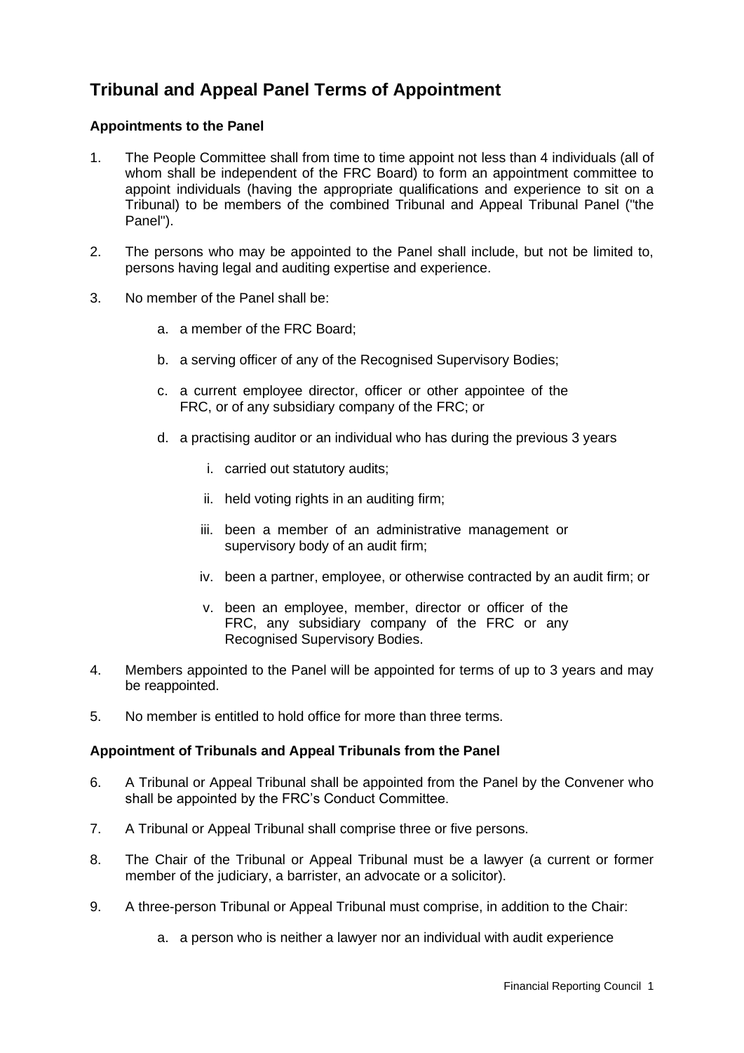# Tribunal and Appeal Panel Terms of Appointment

### Appointments to the Panel

1. The People Committee shall from time to time appoint not less than 4 individuals (all of whom shall be independent of the FRC Board) to form an appointment committee to appoint individuals (having the appropriate qualifications and experience to sit on a Tribunal) to be members of the combined Tribunal and Appeal Tribunal Panel ("the Panel").

2. The persons who may be appointed to the Panel shall include, but not be limited to, persons having legal and auditing expertise and experience.

3. No member of the Panel shall be:

   a. a member of the FRC Board;

   b. a serving officer of any of the Recognised Supervisory Bodies;

   c. a current employee director, officer or other appointee of the FRC, or of any subsidiary company of the FRC; or

   d. a practising auditor or an individual who has during the previous 3 years

      i. carried out statutory audits;

      ii. held voting rights in an auditing firm;

      iii. been a member of an administrative management or supervisory body of an audit firm;

      iv. been a partner, employee, or otherwise contracted by an audit firm; or

      v. been an employee, member, director or officer of the FRC, any subsidiary company of the FRC or any Recognised Supervisory Bodies.

4. Members appointed to the Panel will be appointed for terms of up to 3 years and may be reappointed.

5. No member is entitled to hold office for more than three terms.

### Appointment of Tribunals and Appeal Tribunals from the Panel

6. A Tribunal or Appeal Tribunal shall be appointed from the Panel by the Convener who shall be appointed by the FRC's Conduct Committee.

7. A Tribunal or Appeal Tribunal shall comprise three or five persons.

8. The Chair of the Tribunal or Appeal Tribunal must be a lawyer (a current or former member of the judiciary, a barrister, an advocate or a solicitor).

9. A three-person Tribunal or Appeal Tribunal must comprise, in addition to the Chair:

   a. a person who is neither a lawyer nor an individual with audit experience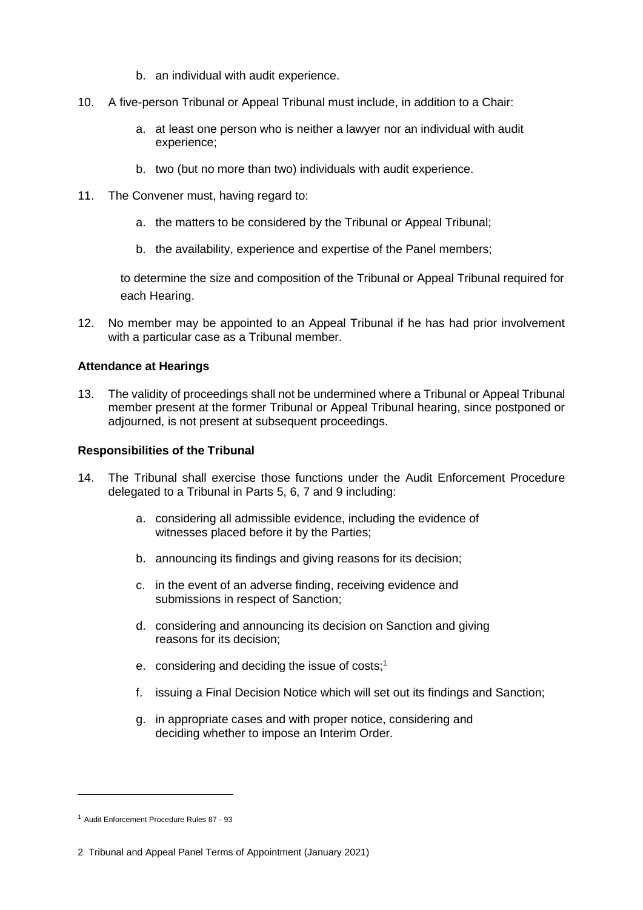b. an individual with audit experience.

10. A five-person Tribunal or Appeal Tribunal must include, in addition to a Chair:

    a. at least one person who is neither a lawyer nor an individual with audit experience;

    b. two (but no more than two) individuals with audit experience.

11. The Convener must, having regard to:

    a. the matters to be considered by the Tribunal or Appeal Tribunal;

    b. the availability, experience and expertise of the Panel members;

    to determine the size and composition of the Tribunal or Appeal Tribunal required for each Hearing.

12. No member may be appointed to an Appeal Tribunal if he has had prior involvement with a particular case as a Tribunal member.

**Attendance at Hearings**

13. The validity of proceedings shall not be undermined where a Tribunal or Appeal Tribunal member present at the former Tribunal or Appeal Tribunal hearing, since postponed or adjourned, is not present at subsequent proceedings.

**Responsibilities of the Tribunal**

14. The Tribunal shall exercise those functions under the Audit Enforcement Procedure delegated to a Tribunal in Parts 5, 6, 7 and 9 including:

    a. considering all admissible evidence, including the evidence of witnesses placed before it by the Parties;

    b. announcing its findings and giving reasons for its decision;

    c. in the event of an adverse finding, receiving evidence and submissions in respect of Sanction;

    d. considering and announcing its decision on Sanction and giving reasons for its decision;

    e. considering and deciding the issue of costs;[1]

    f. issuing a Final Decision Notice which will set out its findings and Sanction;

    g. in appropriate cases and with proper notice, considering and deciding whether to impose an Interim Order.

---

[1] Audit Enforcement Procedure Rules 87 - 93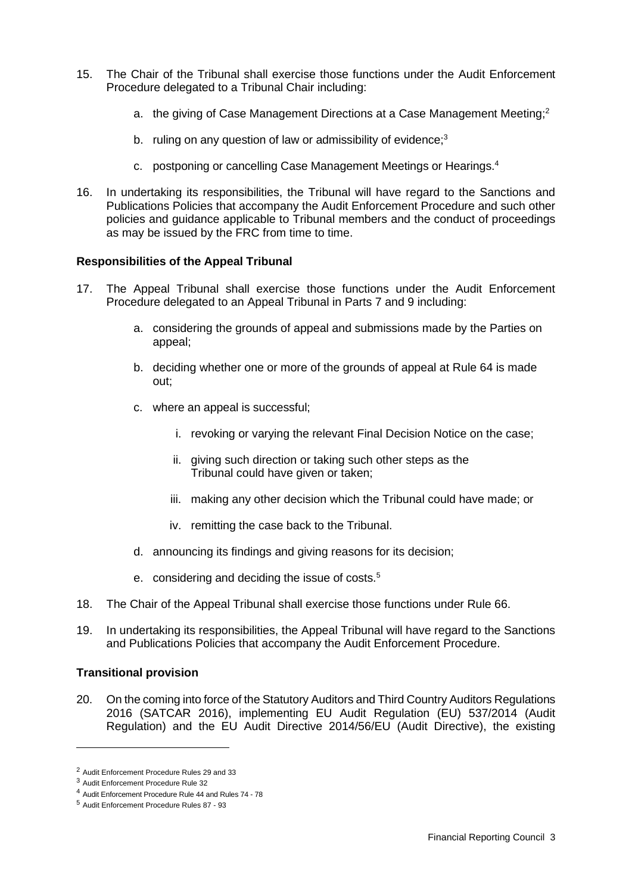15. The Chair of the Tribunal shall exercise those functions under the Audit Enforcement Procedure delegated to a Tribunal Chair including:

    a. the giving of Case Management Directions at a Case Management Meeting;[2]

    b. ruling on any question of law or admissibility of evidence;[3]

    c. postponing or cancelling Case Management Meetings or Hearings.[4]

16. In undertaking its responsibilities, the Tribunal will have regard to the Sanctions and Publications Policies that accompany the Audit Enforcement Procedure and such other policies and guidance applicable to Tribunal members and the conduct of proceedings as may be issued by the FRC from time to time.

**Responsibilities of the Appeal Tribunal**

17. The Appeal Tribunal shall exercise those functions under the Audit Enforcement Procedure delegated to an Appeal Tribunal in Parts 7 and 9 including:

    a. considering the grounds of appeal and submissions made by the Parties on appeal;

    b. deciding whether one or more of the grounds of appeal at Rule 64 is made out;

    c. where an appeal is successful;

        i. revoking or varying the relevant Final Decision Notice on the case;

        ii. giving such direction or taking such other steps as the Tribunal could have given or taken;

        iii. making any other decision which the Tribunal could have made; or

        iv. remitting the case back to the Tribunal.

    d. announcing its findings and giving reasons for its decision;

    e. considering and deciding the issue of costs.[5]

18. The Chair of the Appeal Tribunal shall exercise those functions under Rule 66.

19. In undertaking its responsibilities, the Appeal Tribunal will have regard to the Sanctions and Publications Policies that accompany the Audit Enforcement Procedure.

**Transitional provision**

20. On the coming into force of the Statutory Auditors and Third Country Auditors Regulations 2016 (SATCAR 2016), implementing EU Audit Regulation (EU) 537/2014 (Audit Regulation) and the EU Audit Directive 2014/56/EU (Audit Directive), the existing

---

[2] Audit Enforcement Procedure Rules 29 and 33

[3] Audit Enforcement Procedure Rule 32

[4] Audit Enforcement Procedure Rule 44 and Rules 74 - 78

[5] Audit Enforcement Procedure Rules 87 - 93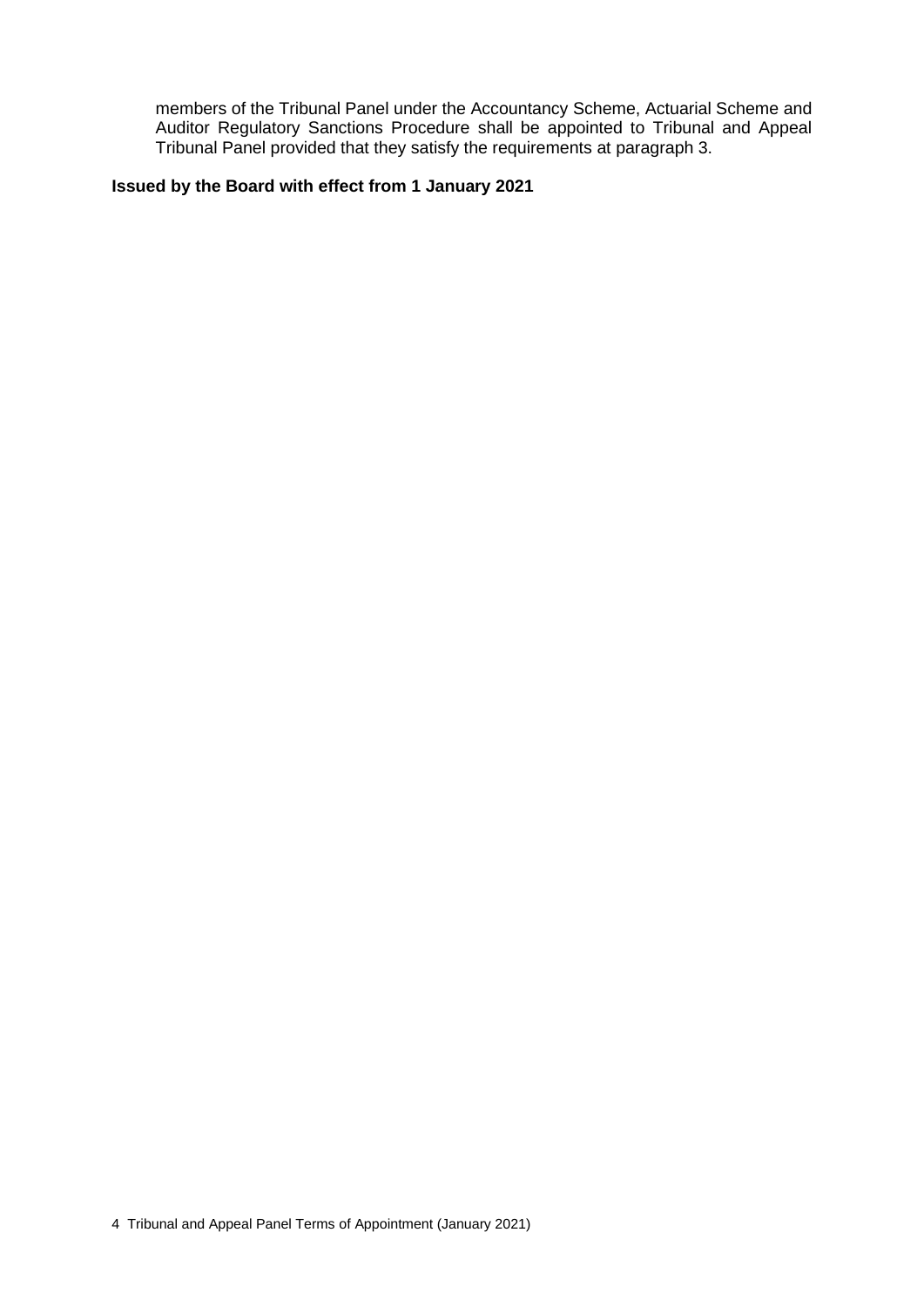members of the Tribunal Panel under the Accountancy Scheme, Actuarial Scheme and Auditor Regulatory Sanctions Procedure shall be appointed to Tribunal and Appeal Tribunal Panel provided that they satisfy the requirements at paragraph 3.

**Issued by the Board with effect from 1 January 2021**